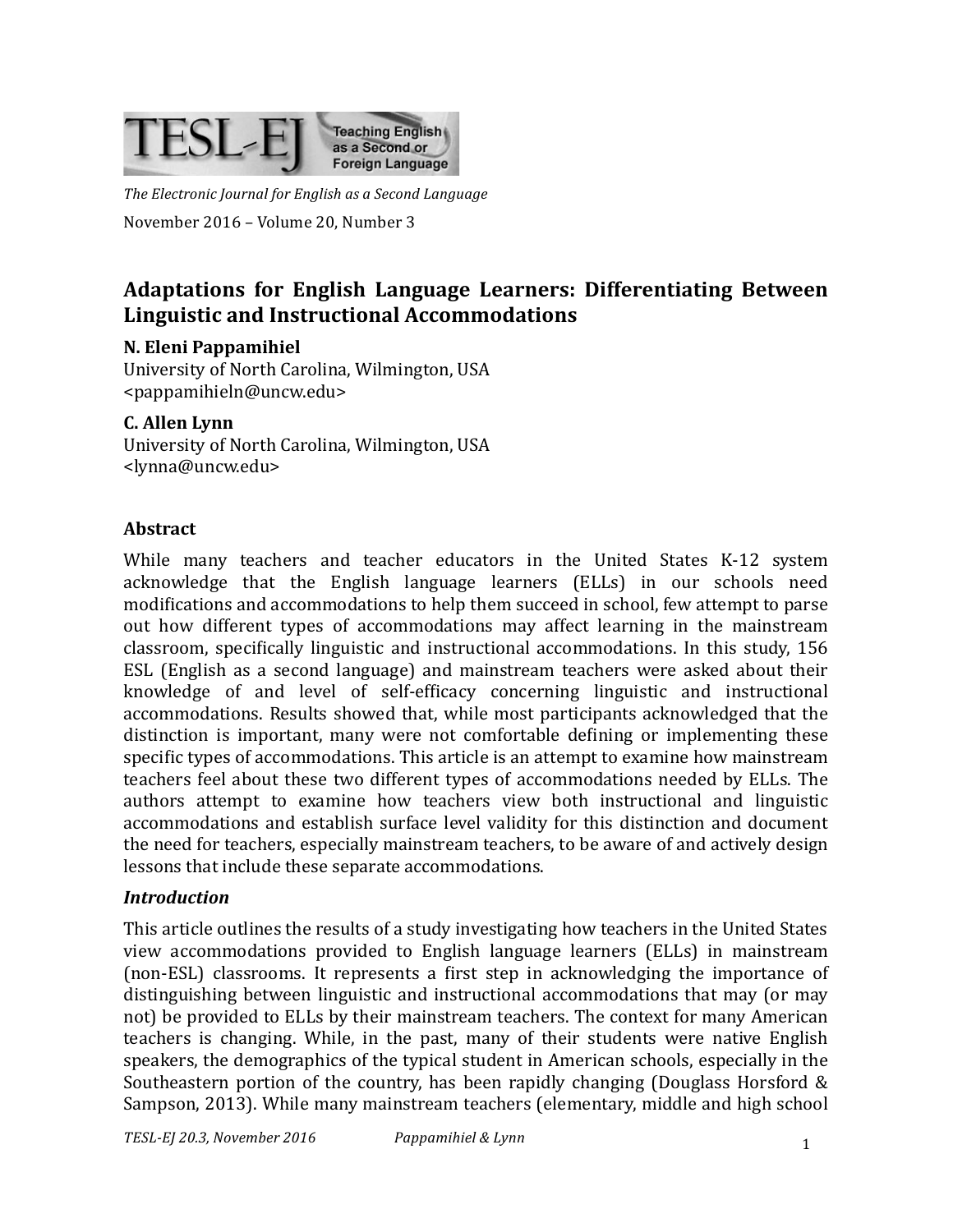TESL-EJ Teaching English as a Second or Foreign Language

*The Electronic Journal for English as a Second Language*

November 2016 – Volume 20, Number 3

# Adaptations for English Language Learners: Differentiating Between Linguistic and Instructional Accommodations

**N. Eleni Pappamihiel**
University of North Carolina, Wilmington, USA
<pappamihieln@uncw.edu>

**C. Allen Lynn**
University of North Carolina, Wilmington, USA
<lynna@uncw.edu>

## Abstract

While many teachers and teacher educators in the United States K-12 system acknowledge that the English language learners (ELLs) in our schools need modifications and accommodations to help them succeed in school, few attempt to parse out how different types of accommodations may affect learning in the mainstream classroom, specifically linguistic and instructional accommodations. In this study, 156 ESL (English as a second language) and mainstream teachers were asked about their knowledge of and level of self-efficacy concerning linguistic and instructional accommodations. Results showed that, while most participants acknowledged that the distinction is important, many were not comfortable defining or implementing these specific types of accommodations. This article is an attempt to examine how mainstream teachers feel about these two different types of accommodations needed by ELLs. The authors attempt to examine how teachers view both instructional and linguistic accommodations and establish surface level validity for this distinction and document the need for teachers, especially mainstream teachers, to be aware of and actively design lessons that include these separate accommodations.

## *Introduction*

This article outlines the results of a study investigating how teachers in the United States view accommodations provided to English language learners (ELLs) in mainstream (non-ESL) classrooms. It represents a first step in acknowledging the importance of distinguishing between linguistic and instructional accommodations that may (or may not) be provided to ELLs by their mainstream teachers. The context for many American teachers is changing. While, in the past, many of their students were native English speakers, the demographics of the typical student in American schools, especially in the Southeastern portion of the country, has been rapidly changing (Douglass Horsford & Sampson, 2013). While many mainstream teachers (elementary, middle and high school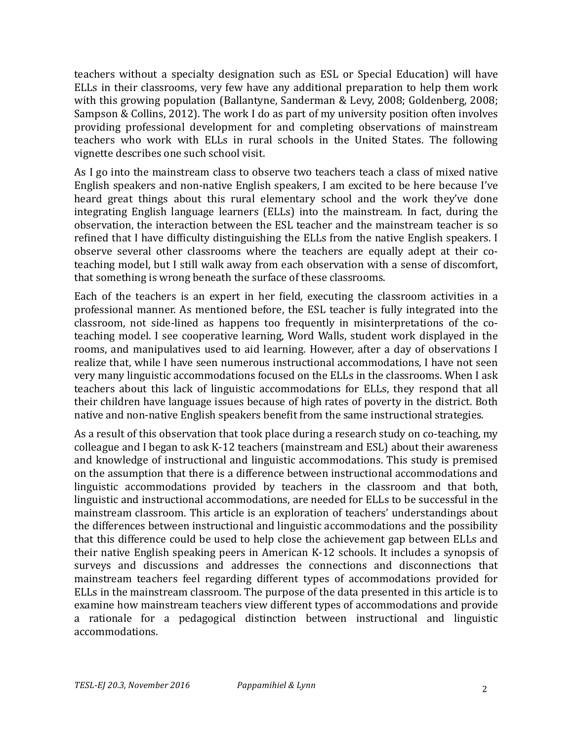teachers without a specialty designation such as ESL or Special Education) will have ELLs in their classrooms, very few have any additional preparation to help them work with this growing population (Ballantyne, Sanderman & Levy, 2008; Goldenberg, 2008; Sampson & Collins, 2012). The work I do as part of my university position often involves providing professional development for and completing observations of mainstream teachers who work with ELLs in rural schools in the United States. The following vignette describes one such school visit.

As I go into the mainstream class to observe two teachers teach a class of mixed native English speakers and non-native English speakers, I am excited to be here because I've heard great things about this rural elementary school and the work they've done integrating English language learners (ELLs) into the mainstream. In fact, during the observation, the interaction between the ESL teacher and the mainstream teacher is so refined that I have difficulty distinguishing the ELLs from the native English speakers. I observe several other classrooms where the teachers are equally adept at their co-teaching model, but I still walk away from each observation with a sense of discomfort, that something is wrong beneath the surface of these classrooms.

Each of the teachers is an expert in her field, executing the classroom activities in a professional manner. As mentioned before, the ESL teacher is fully integrated into the classroom, not side-lined as happens too frequently in misinterpretations of the co-teaching model. I see cooperative learning, Word Walls, student work displayed in the rooms, and manipulatives used to aid learning. However, after a day of observations I realize that, while I have seen numerous instructional accommodations, I have not seen very many linguistic accommodations focused on the ELLs in the classrooms. When I ask teachers about this lack of linguistic accommodations for ELLs, they respond that all their children have language issues because of high rates of poverty in the district. Both native and non-native English speakers benefit from the same instructional strategies.

As a result of this observation that took place during a research study on co-teaching, my colleague and I began to ask K-12 teachers (mainstream and ESL) about their awareness and knowledge of instructional and linguistic accommodations. This study is premised on the assumption that there is a difference between instructional accommodations and linguistic accommodations provided by teachers in the classroom and that both, linguistic and instructional accommodations, are needed for ELLs to be successful in the mainstream classroom. This article is an exploration of teachers' understandings about the differences between instructional and linguistic accommodations and the possibility that this difference could be used to help close the achievement gap between ELLs and their native English speaking peers in American K-12 schools. It includes a synopsis of surveys and discussions and addresses the connections and disconnections that mainstream teachers feel regarding different types of accommodations provided for ELLs in the mainstream classroom. The purpose of the data presented in this article is to examine how mainstream teachers view different types of accommodations and provide a rationale for a pedagogical distinction between instructional and linguistic accommodations.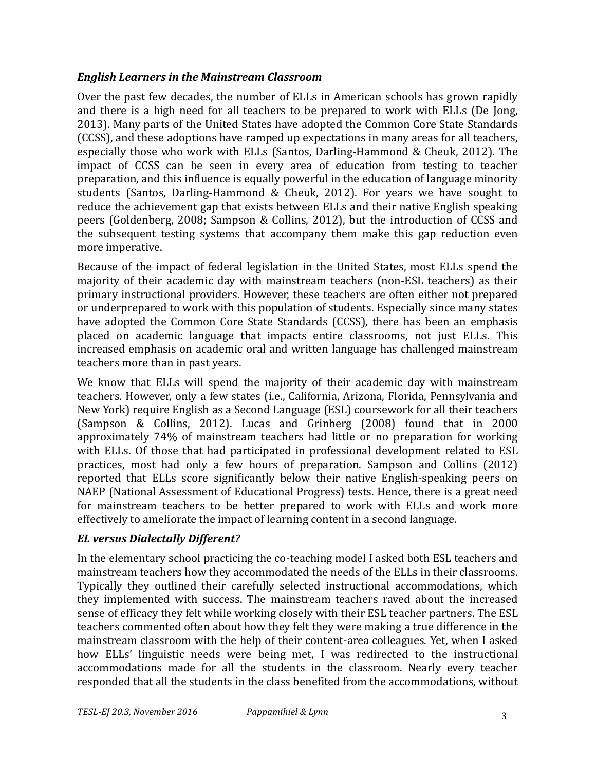### *English Learners in the Mainstream Classroom*

Over the past few decades, the number of ELLs in American schools has grown rapidly and there is a high need for all teachers to be prepared to work with ELLs (De Jong, 2013). Many parts of the United States have adopted the Common Core State Standards (CCSS), and these adoptions have ramped up expectations in many areas for all teachers, especially those who work with ELLs (Santos, Darling-Hammond & Cheuk, 2012). The impact of CCSS can be seen in every area of education from testing to teacher preparation, and this influence is equally powerful in the education of language minority students (Santos, Darling-Hammond & Cheuk, 2012). For years we have sought to reduce the achievement gap that exists between ELLs and their native English speaking peers (Goldenberg, 2008; Sampson & Collins, 2012), but the introduction of CCSS and the subsequent testing systems that accompany them make this gap reduction even more imperative.

Because of the impact of federal legislation in the United States, most ELLs spend the majority of their academic day with mainstream teachers (non-ESL teachers) as their primary instructional providers. However, these teachers are often either not prepared or underprepared to work with this population of students. Especially since many states have adopted the Common Core State Standards (CCSS), there has been an emphasis placed on academic language that impacts entire classrooms, not just ELLs. This increased emphasis on academic oral and written language has challenged mainstream teachers more than in past years.

We know that ELLs will spend the majority of their academic day with mainstream teachers. However, only a few states (i.e., California, Arizona, Florida, Pennsylvania and New York) require English as a Second Language (ESL) coursework for all their teachers (Sampson & Collins, 2012). Lucas and Grinberg (2008) found that in 2000 approximately 74% of mainstream teachers had little or no preparation for working with ELLs. Of those that had participated in professional development related to ESL practices, most had only a few hours of preparation. Sampson and Collins (2012) reported that ELLs score significantly below their native English-speaking peers on NAEP (National Assessment of Educational Progress) tests. Hence, there is a great need for mainstream teachers to be better prepared to work with ELLs and work more effectively to ameliorate the impact of learning content in a second language.

### *EL versus Dialectally Different?*

In the elementary school practicing the co-teaching model I asked both ESL teachers and mainstream teachers how they accommodated the needs of the ELLs in their classrooms. Typically they outlined their carefully selected instructional accommodations, which they implemented with success. The mainstream teachers raved about the increased sense of efficacy they felt while working closely with their ESL teacher partners. The ESL teachers commented often about how they felt they were making a true difference in the mainstream classroom with the help of their content-area colleagues. Yet, when I asked how ELLs' linguistic needs were being met, I was redirected to the instructional accommodations made for all the students in the classroom. Nearly every teacher responded that all the students in the class benefited from the accommodations, without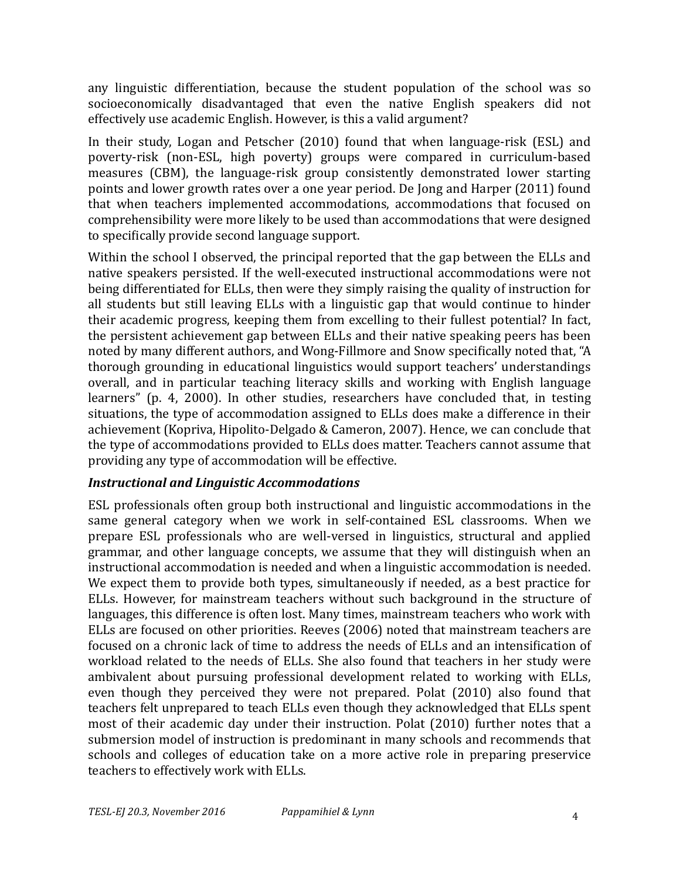any linguistic differentiation, because the student population of the school was so socioeconomically disadvantaged that even the native English speakers did not effectively use academic English. However, is this a valid argument?

In their study, Logan and Petscher (2010) found that when language-risk (ESL) and poverty-risk (non-ESL, high poverty) groups were compared in curriculum-based measures (CBM), the language-risk group consistently demonstrated lower starting points and lower growth rates over a one year period. De Jong and Harper (2011) found that when teachers implemented accommodations, accommodations that focused on comprehensibility were more likely to be used than accommodations that were designed to specifically provide second language support.

Within the school I observed, the principal reported that the gap between the ELLs and native speakers persisted. If the well-executed instructional accommodations were not being differentiated for ELLs, then were they simply raising the quality of instruction for all students but still leaving ELLs with a linguistic gap that would continue to hinder their academic progress, keeping them from excelling to their fullest potential? In fact, the persistent achievement gap between ELLs and their native speaking peers has been noted by many different authors, and Wong-Fillmore and Snow specifically noted that, "A thorough grounding in educational linguistics would support teachers' understandings overall, and in particular teaching literacy skills and working with English language learners" (p. 4, 2000). In other studies, researchers have concluded that, in testing situations, the type of accommodation assigned to ELLs does make a difference in their achievement (Kopriva, Hipolito-Delgado & Cameron, 2007). Hence, we can conclude that the type of accommodations provided to ELLs does matter. Teachers cannot assume that providing any type of accommodation will be effective.

### *Instructional and Linguistic Accommodations*

ESL professionals often group both instructional and linguistic accommodations in the same general category when we work in self-contained ESL classrooms. When we prepare ESL professionals who are well-versed in linguistics, structural and applied grammar, and other language concepts, we assume that they will distinguish when an instructional accommodation is needed and when a linguistic accommodation is needed. We expect them to provide both types, simultaneously if needed, as a best practice for ELLs. However, for mainstream teachers without such background in the structure of languages, this difference is often lost. Many times, mainstream teachers who work with ELLs are focused on other priorities. Reeves (2006) noted that mainstream teachers are focused on a chronic lack of time to address the needs of ELLs and an intensification of workload related to the needs of ELLs. She also found that teachers in her study were ambivalent about pursuing professional development related to working with ELLs, even though they perceived they were not prepared. Polat (2010) also found that teachers felt unprepared to teach ELLs even though they acknowledged that ELLs spent most of their academic day under their instruction. Polat (2010) further notes that a submersion model of instruction is predominant in many schools and recommends that schools and colleges of education take on a more active role in preparing preservice teachers to effectively work with ELLs.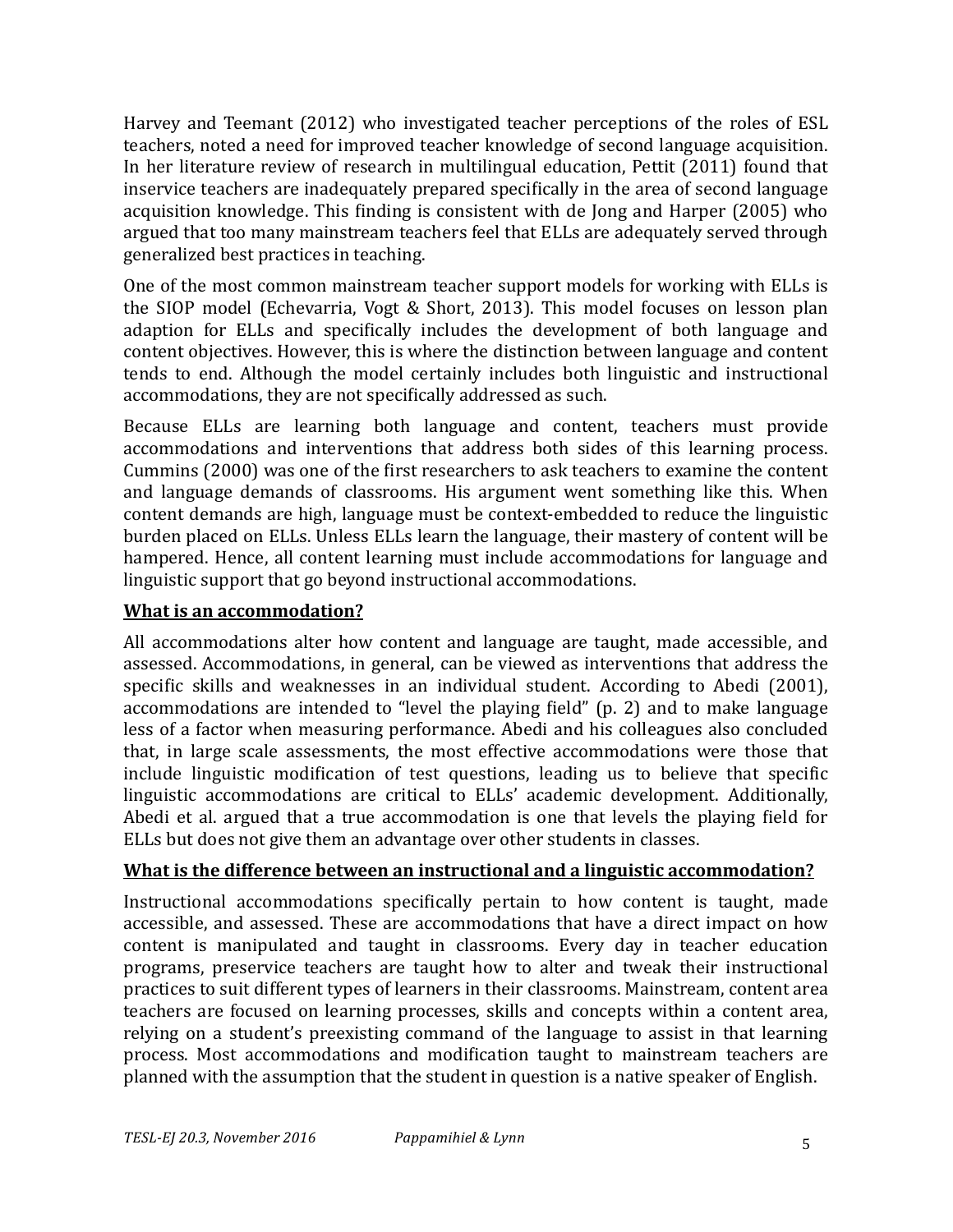Harvey and Teemant (2012) who investigated teacher perceptions of the roles of ESL teachers, noted a need for improved teacher knowledge of second language acquisition. In her literature review of research in multilingual education, Pettit (2011) found that inservice teachers are inadequately prepared specifically in the area of second language acquisition knowledge. This finding is consistent with de Jong and Harper (2005) who argued that too many mainstream teachers feel that ELLs are adequately served through generalized best practices in teaching.

One of the most common mainstream teacher support models for working with ELLs is the SIOP model (Echevarria, Vogt & Short, 2013). This model focuses on lesson plan adaption for ELLs and specifically includes the development of both language and content objectives. However, this is where the distinction between language and content tends to end. Although the model certainly includes both linguistic and instructional accommodations, they are not specifically addressed as such.

Because ELLs are learning both language and content, teachers must provide accommodations and interventions that address both sides of this learning process. Cummins (2000) was one of the first researchers to ask teachers to examine the content and language demands of classrooms. His argument went something like this. When content demands are high, language must be context-embedded to reduce the linguistic burden placed on ELLs. Unless ELLs learn the language, their mastery of content will be hampered. Hence, all content learning must include accommodations for language and linguistic support that go beyond instructional accommodations.

## **<u>What is an accommodation?</u>**

All accommodations alter how content and language are taught, made accessible, and assessed. Accommodations, in general, can be viewed as interventions that address the specific skills and weaknesses in an individual student. According to Abedi (2001), accommodations are intended to "level the playing field" (p. 2) and to make language less of a factor when measuring performance. Abedi and his colleagues also concluded that, in large scale assessments, the most effective accommodations were those that include linguistic modification of test questions, leading us to believe that specific linguistic accommodations are critical to ELLs' academic development. Additionally, Abedi et al. argued that a true accommodation is one that levels the playing field for ELLs but does not give them an advantage over other students in classes.

## **<u>What is the difference between an instructional and a linguistic accommodation?</u>**

Instructional accommodations specifically pertain to how content is taught, made accessible, and assessed. These are accommodations that have a direct impact on how content is manipulated and taught in classrooms. Every day in teacher education programs, preservice teachers are taught how to alter and tweak their instructional practices to suit different types of learners in their classrooms. Mainstream, content area teachers are focused on learning processes, skills and concepts within a content area, relying on a student's preexisting command of the language to assist in that learning process. Most accommodations and modification taught to mainstream teachers are planned with the assumption that the student in question is a native speaker of English.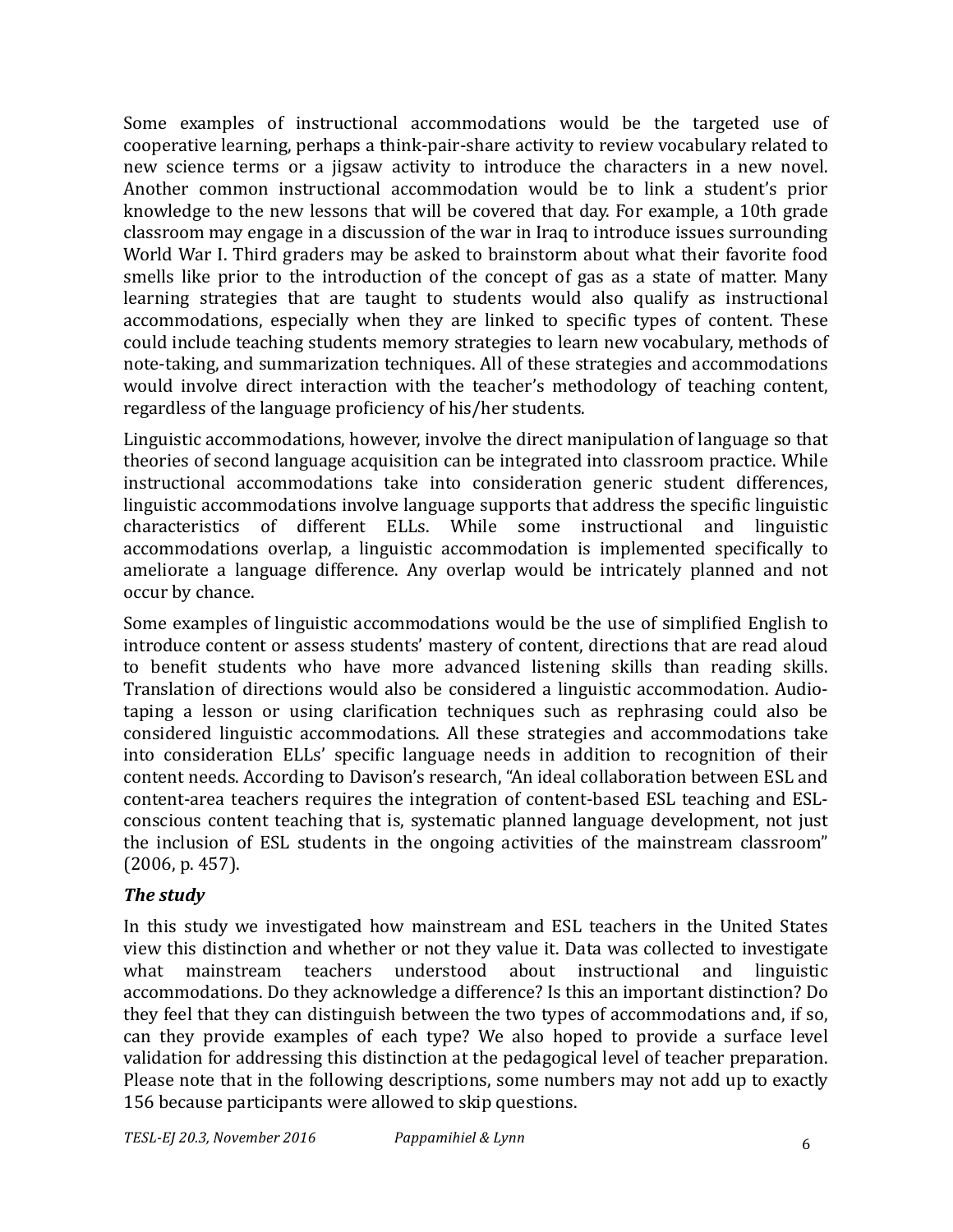Some examples of instructional accommodations would be the targeted use of cooperative learning, perhaps a think-pair-share activity to review vocabulary related to new science terms or a jigsaw activity to introduce the characters in a new novel. Another common instructional accommodation would be to link a student's prior knowledge to the new lessons that will be covered that day. For example, a 10th grade classroom may engage in a discussion of the war in Iraq to introduce issues surrounding World War I. Third graders may be asked to brainstorm about what their favorite food smells like prior to the introduction of the concept of gas as a state of matter. Many learning strategies that are taught to students would also qualify as instructional accommodations, especially when they are linked to specific types of content. These could include teaching students memory strategies to learn new vocabulary, methods of note-taking, and summarization techniques. All of these strategies and accommodations would involve direct interaction with the teacher's methodology of teaching content, regardless of the language proficiency of his/her students.

Linguistic accommodations, however, involve the direct manipulation of language so that theories of second language acquisition can be integrated into classroom practice. While instructional accommodations take into consideration generic student differences, linguistic accommodations involve language supports that address the specific linguistic characteristics of different ELLs. While some instructional and linguistic accommodations overlap, a linguistic accommodation is implemented specifically to ameliorate a language difference. Any overlap would be intricately planned and not occur by chance.

Some examples of linguistic accommodations would be the use of simplified English to introduce content or assess students' mastery of content, directions that are read aloud to benefit students who have more advanced listening skills than reading skills. Translation of directions would also be considered a linguistic accommodation. Audio-taping a lesson or using clarification techniques such as rephrasing could also be considered linguistic accommodations. All these strategies and accommodations take into consideration ELLs' specific language needs in addition to recognition of their content needs. According to Davison's research, "An ideal collaboration between ESL and content-area teachers requires the integration of content-based ESL teaching and ESL-conscious content teaching that is, systematic planned language development, not just the inclusion of ESL students in the ongoing activities of the mainstream classroom" (2006, p. 457).

### *The study*

In this study we investigated how mainstream and ESL teachers in the United States view this distinction and whether or not they value it. Data was collected to investigate what mainstream teachers understood about instructional and linguistic accommodations. Do they acknowledge a difference? Is this an important distinction? Do they feel that they can distinguish between the two types of accommodations and, if so, can they provide examples of each type? We also hoped to provide a surface level validation for addressing this distinction at the pedagogical level of teacher preparation. Please note that in the following descriptions, some numbers may not add up to exactly 156 because participants were allowed to skip questions.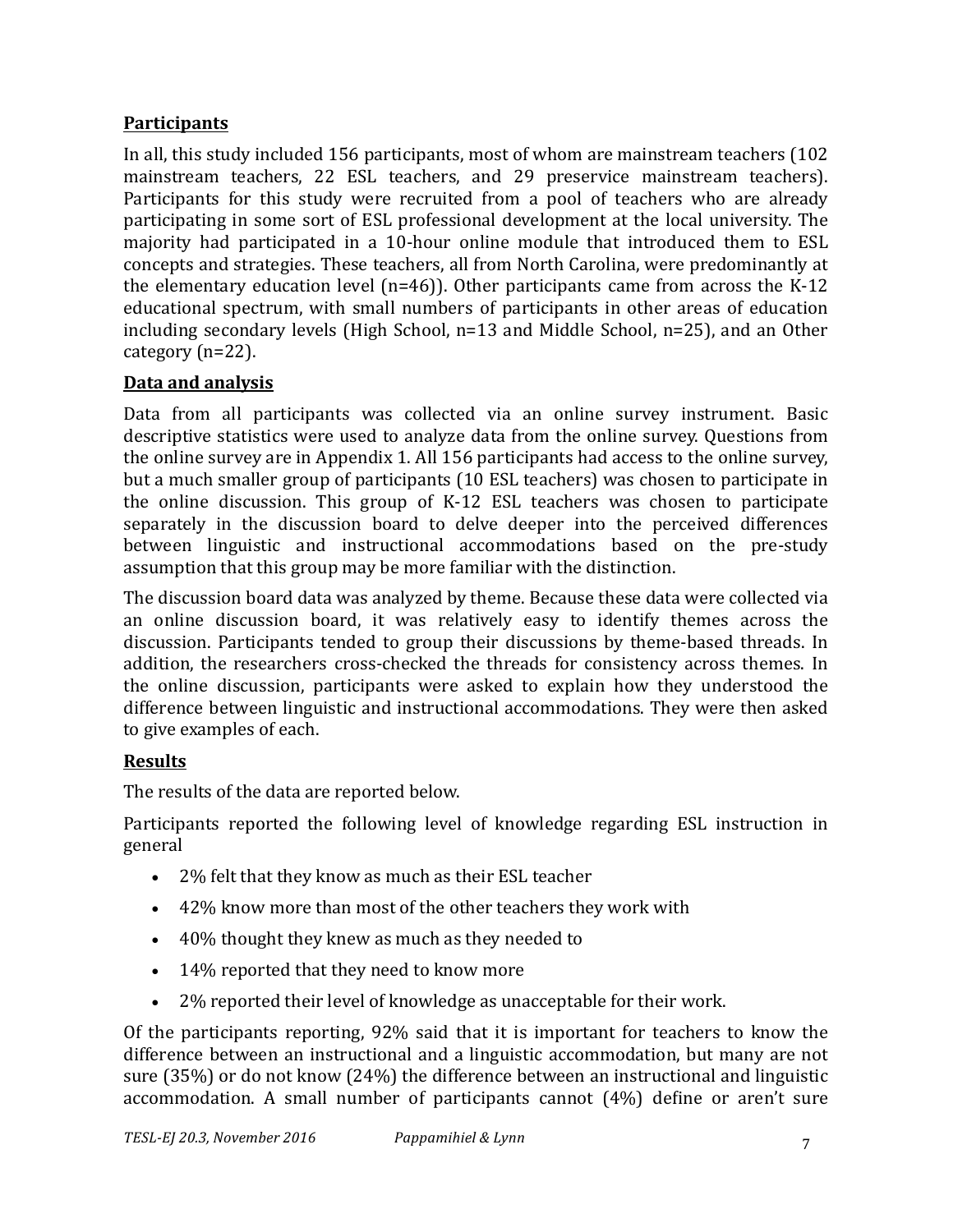## Participants

In all, this study included 156 participants, most of whom are mainstream teachers (102 mainstream teachers, 22 ESL teachers, and 29 preservice mainstream teachers). Participants for this study were recruited from a pool of teachers who are already participating in some sort of ESL professional development at the local university. The majority had participated in a 10-hour online module that introduced them to ESL concepts and strategies. These teachers, all from North Carolina, were predominantly at the elementary education level (n=46)). Other participants came from across the K-12 educational spectrum, with small numbers of participants in other areas of education including secondary levels (High School, n=13 and Middle School, n=25), and an Other category (n=22).

## Data and analysis

Data from all participants was collected via an online survey instrument. Basic descriptive statistics were used to analyze data from the online survey. Questions from the online survey are in Appendix 1. All 156 participants had access to the online survey, but a much smaller group of participants (10 ESL teachers) was chosen to participate in the online discussion. This group of K-12 ESL teachers was chosen to participate separately in the discussion board to delve deeper into the perceived differences between linguistic and instructional accommodations based on the pre-study assumption that this group may be more familiar with the distinction.

The discussion board data was analyzed by theme. Because these data were collected via an online discussion board, it was relatively easy to identify themes across the discussion. Participants tended to group their discussions by theme-based threads. In addition, the researchers cross-checked the threads for consistency across themes. In the online discussion, participants were asked to explain how they understood the difference between linguistic and instructional accommodations. They were then asked to give examples of each.

## Results

The results of the data are reported below.

Participants reported the following level of knowledge regarding ESL instruction in general

- 2% felt that they know as much as their ESL teacher
- 42% know more than most of the other teachers they work with
- 40% thought they knew as much as they needed to
- 14% reported that they need to know more
- 2% reported their level of knowledge as unacceptable for their work.

Of the participants reporting, 92% said that it is important for teachers to know the difference between an instructional and a linguistic accommodation, but many are not sure (35%) or do not know (24%) the difference between an instructional and linguistic accommodation. A small number of participants cannot (4%) define or aren't sure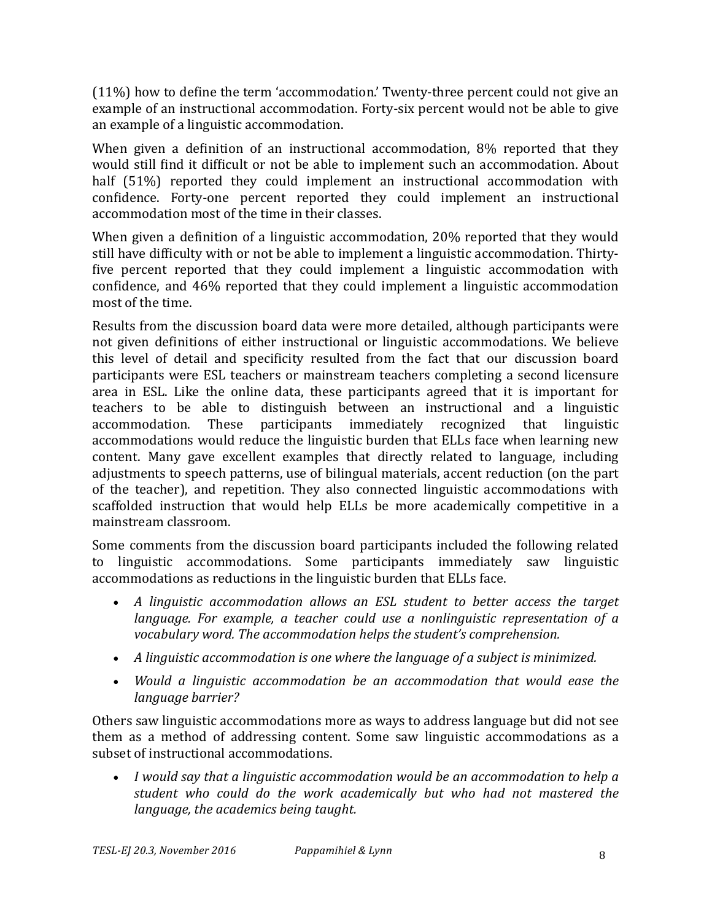(11%) how to define the term 'accommodation.' Twenty-three percent could not give an example of an instructional accommodation. Forty-six percent would not be able to give an example of a linguistic accommodation.

When given a definition of an instructional accommodation, 8% reported that they would still find it difficult or not be able to implement such an accommodation. About half (51%) reported they could implement an instructional accommodation with confidence. Forty-one percent reported they could implement an instructional accommodation most of the time in their classes.

When given a definition of a linguistic accommodation, 20% reported that they would still have difficulty with or not be able to implement a linguistic accommodation. Thirty-five percent reported that they could implement a linguistic accommodation with confidence, and 46% reported that they could implement a linguistic accommodation most of the time.

Results from the discussion board data were more detailed, although participants were not given definitions of either instructional or linguistic accommodations. We believe this level of detail and specificity resulted from the fact that our discussion board participants were ESL teachers or mainstream teachers completing a second licensure area in ESL. Like the online data, these participants agreed that it is important for teachers to be able to distinguish between an instructional and a linguistic accommodation. These participants immediately recognized that linguistic accommodations would reduce the linguistic burden that ELLs face when learning new content. Many gave excellent examples that directly related to language, including adjustments to speech patterns, use of bilingual materials, accent reduction (on the part of the teacher), and repetition. They also connected linguistic accommodations with scaffolded instruction that would help ELLs be more academically competitive in a mainstream classroom.

Some comments from the discussion board participants included the following related to linguistic accommodations. Some participants immediately saw linguistic accommodations as reductions in the linguistic burden that ELLs face.

- *A linguistic accommodation allows an ESL student to better access the target language. For example, a teacher could use a nonlinguistic representation of a vocabulary word. The accommodation helps the student's comprehension.*
- *A linguistic accommodation is one where the language of a subject is minimized.*
- *Would a linguistic accommodation be an accommodation that would ease the language barrier?*

Others saw linguistic accommodations more as ways to address language but did not see them as a method of addressing content. Some saw linguistic accommodations as a subset of instructional accommodations.

- *I would say that a linguistic accommodation would be an accommodation to help a student who could do the work academically but who had not mastered the language, the academics being taught.*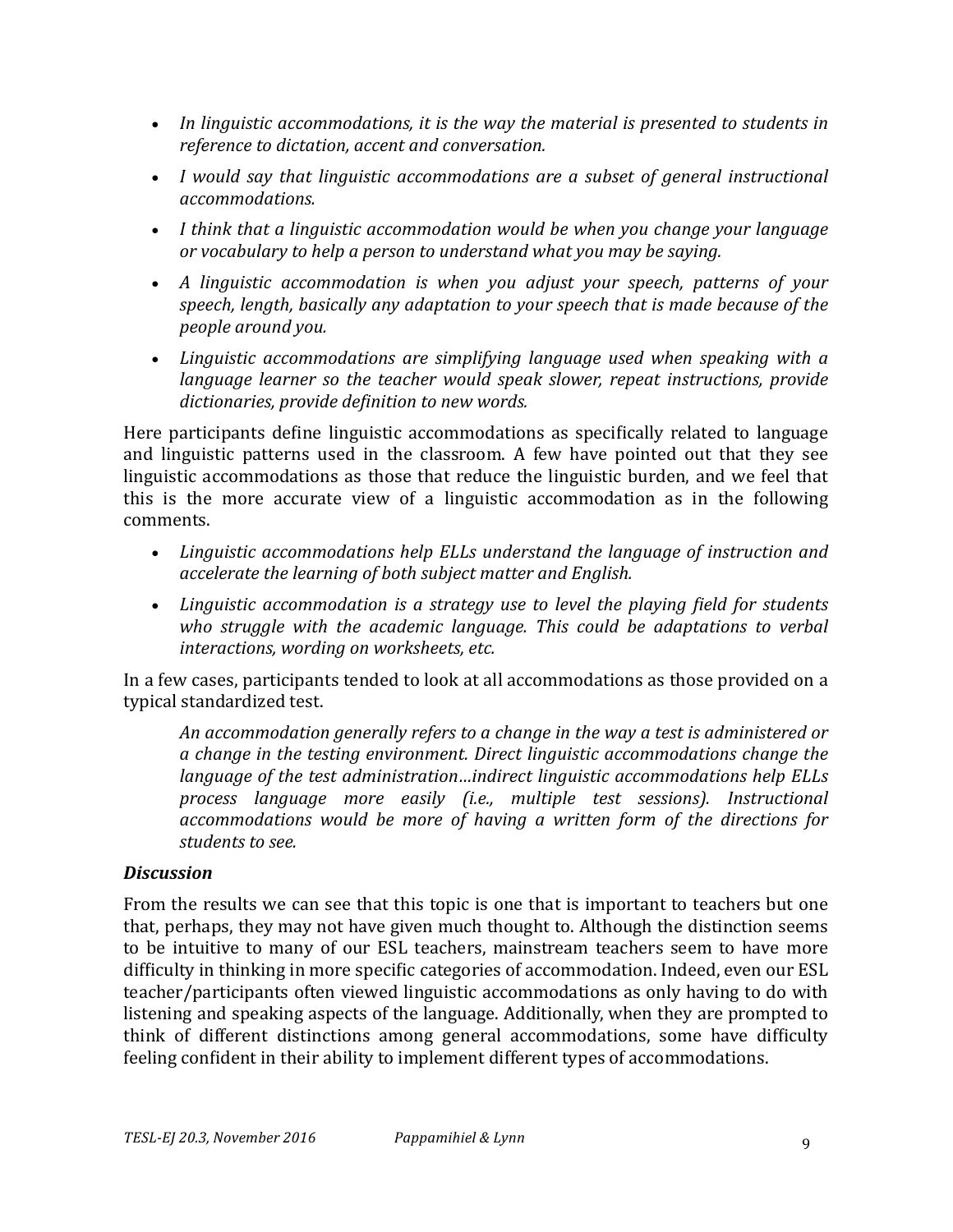- *In linguistic accommodations, it is the way the material is presented to students in reference to dictation, accent and conversation.*
- *I would say that linguistic accommodations are a subset of general instructional accommodations.*
- *I think that a linguistic accommodation would be when you change your language or vocabulary to help a person to understand what you may be saying.*
- *A linguistic accommodation is when you adjust your speech, patterns of your speech, length, basically any adaptation to your speech that is made because of the people around you.*
- *Linguistic accommodations are simplifying language used when speaking with a language learner so the teacher would speak slower, repeat instructions, provide dictionaries, provide definition to new words.*

Here participants define linguistic accommodations as specifically related to language and linguistic patterns used in the classroom. A few have pointed out that they see linguistic accommodations as those that reduce the linguistic burden, and we feel that this is the more accurate view of a linguistic accommodation as in the following comments.

- *Linguistic accommodations help ELLs understand the language of instruction and accelerate the learning of both subject matter and English.*
- *Linguistic accommodation is a strategy use to level the playing field for students who struggle with the academic language. This could be adaptations to verbal interactions, wording on worksheets, etc.*

In a few cases, participants tended to look at all accommodations as those provided on a typical standardized test.

> *An accommodation generally refers to a change in the way a test is administered or a change in the testing environment. Direct linguistic accommodations change the language of the test administration…indirect linguistic accommodations help ELLs process language more easily (i.e., multiple test sessions). Instructional accommodations would be more of having a written form of the directions for students to see.*

### *Discussion*

From the results we can see that this topic is one that is important to teachers but one that, perhaps, they may not have given much thought to. Although the distinction seems to be intuitive to many of our ESL teachers, mainstream teachers seem to have more difficulty in thinking in more specific categories of accommodation. Indeed, even our ESL teacher/participants often viewed linguistic accommodations as only having to do with listening and speaking aspects of the language. Additionally, when they are prompted to think of different distinctions among general accommodations, some have difficulty feeling confident in their ability to implement different types of accommodations.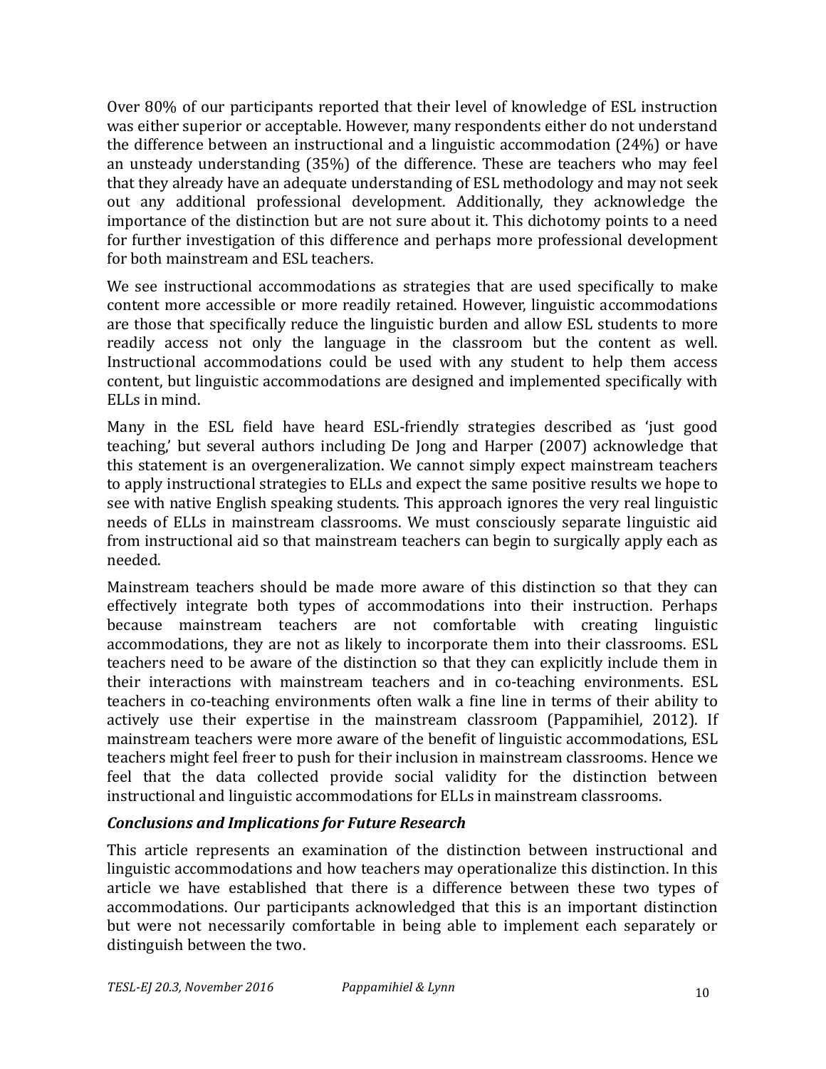Over 80% of our participants reported that their level of knowledge of ESL instruction was either superior or acceptable. However, many respondents either do not understand the difference between an instructional and a linguistic accommodation (24%) or have an unsteady understanding (35%) of the difference. These are teachers who may feel that they already have an adequate understanding of ESL methodology and may not seek out any additional professional development. Additionally, they acknowledge the importance of the distinction but are not sure about it. This dichotomy points to a need for further investigation of this difference and perhaps more professional development for both mainstream and ESL teachers.

We see instructional accommodations as strategies that are used specifically to make content more accessible or more readily retained. However, linguistic accommodations are those that specifically reduce the linguistic burden and allow ESL students to more readily access not only the language in the classroom but the content as well. Instructional accommodations could be used with any student to help them access content, but linguistic accommodations are designed and implemented specifically with ELLs in mind.

Many in the ESL field have heard ESL-friendly strategies described as 'just good teaching,' but several authors including De Jong and Harper (2007) acknowledge that this statement is an overgeneralization. We cannot simply expect mainstream teachers to apply instructional strategies to ELLs and expect the same positive results we hope to see with native English speaking students. This approach ignores the very real linguistic needs of ELLs in mainstream classrooms. We must consciously separate linguistic aid from instructional aid so that mainstream teachers can begin to surgically apply each as needed.

Mainstream teachers should be made more aware of this distinction so that they can effectively integrate both types of accommodations into their instruction. Perhaps because mainstream teachers are not comfortable with creating linguistic accommodations, they are not as likely to incorporate them into their classrooms. ESL teachers need to be aware of the distinction so that they can explicitly include them in their interactions with mainstream teachers and in co-teaching environments. ESL teachers in co-teaching environments often walk a fine line in terms of their ability to actively use their expertise in the mainstream classroom (Pappamihiel, 2012). If mainstream teachers were more aware of the benefit of linguistic accommodations, ESL teachers might feel freer to push for their inclusion in mainstream classrooms. Hence we feel that the data collected provide social validity for the distinction between instructional and linguistic accommodations for ELLs in mainstream classrooms.

### *Conclusions and Implications for Future Research*

This article represents an examination of the distinction between instructional and linguistic accommodations and how teachers may operationalize this distinction. In this article we have established that there is a difference between these two types of accommodations. Our participants acknowledged that this is an important distinction but were not necessarily comfortable in being able to implement each separately or distinguish between the two.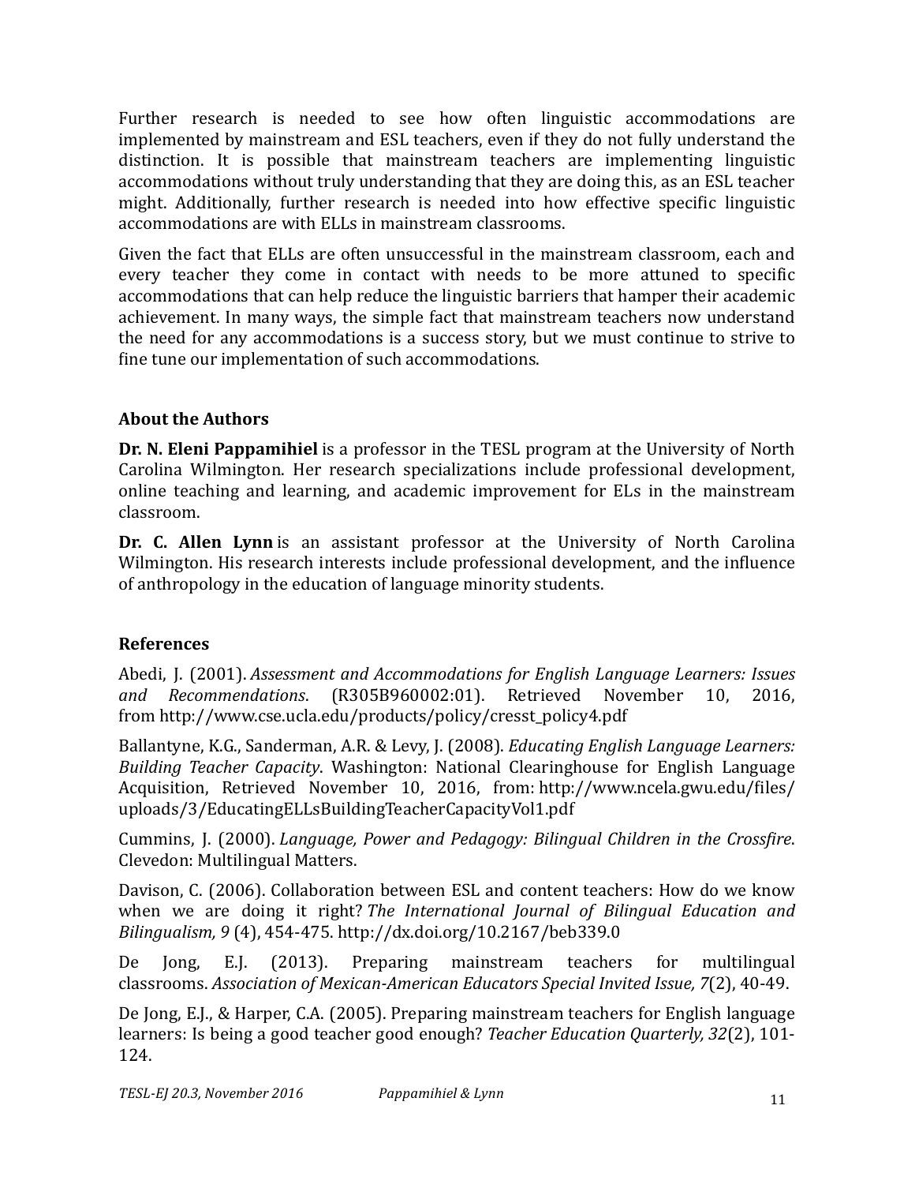Further research is needed to see how often linguistic accommodations are implemented by mainstream and ESL teachers, even if they do not fully understand the distinction. It is possible that mainstream teachers are implementing linguistic accommodations without truly understanding that they are doing this, as an ESL teacher might. Additionally, further research is needed into how effective specific linguistic accommodations are with ELLs in mainstream classrooms.

Given the fact that ELLs are often unsuccessful in the mainstream classroom, each and every teacher they come in contact with needs to be more attuned to specific accommodations that can help reduce the linguistic barriers that hamper their academic achievement. In many ways, the simple fact that mainstream teachers now understand the need for any accommodations is a success story, but we must continue to strive to fine tune our implementation of such accommodations.

## About the Authors

**Dr. N. Eleni Pappamihiel** is a professor in the TESL program at the University of North Carolina Wilmington. Her research specializations include professional development, online teaching and learning, and academic improvement for ELs in the mainstream classroom.

**Dr. C. Allen Lynn** is an assistant professor at the University of North Carolina Wilmington. His research interests include professional development, and the influence of anthropology in the education of language minority students.

## References

Abedi, J. (2001). *Assessment and Accommodations for English Language Learners: Issues and Recommendations*. (R305B960002:01). Retrieved November 10, 2016, from http://www.cse.ucla.edu/products/policy/cresst_policy4.pdf

Ballantyne, K.G., Sanderman, A.R. & Levy, J. (2008). *Educating English Language Learners: Building Teacher Capacity*. Washington: National Clearinghouse for English Language Acquisition, Retrieved November 10, 2016, from: http://www.ncela.gwu.edu/files/uploads/3/EducatingELLsBuildingTeacherCapacityVol1.pdf

Cummins, J. (2000). *Language, Power and Pedagogy: Bilingual Children in the Crossfire*. Clevedon: Multilingual Matters.

Davison, C. (2006). Collaboration between ESL and content teachers: How do we know when we are doing it right? *The International Journal of Bilingual Education and Bilingualism, 9* (4), 454-475. http://dx.doi.org/10.2167/beb339.0

De Jong, E.J. (2013). Preparing mainstream teachers for multilingual classrooms. *Association of Mexican-American Educators Special Invited Issue, 7*(2), 40-49.

De Jong, E.J., & Harper, C.A. (2005). Preparing mainstream teachers for English language learners: Is being a good teacher good enough? *Teacher Education Quarterly, 32*(2), 101-124.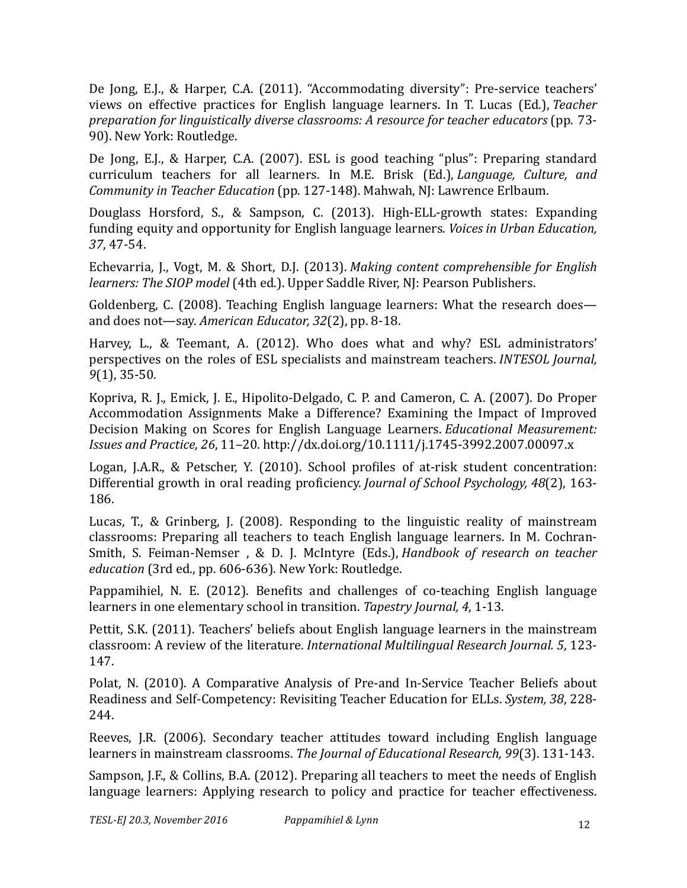De Jong, E.J., & Harper, C.A. (2011). “Accommodating diversity”: Pre-service teachers' views on effective practices for English language learners. In T. Lucas (Ed.), *Teacher preparation for linguistically diverse classrooms: A resource for teacher educators* (pp. 73-90). New York: Routledge.

De Jong, E.J., & Harper, C.A. (2007). ESL is good teaching “plus”: Preparing standard curriculum teachers for all learners. In M.E. Brisk (Ed.), *Language, Culture, and Community in Teacher Education* (pp. 127-148). Mahwah, NJ: Lawrence Erlbaum.

Douglass Horsford, S., & Sampson, C. (2013). High-ELL-growth states: Expanding funding equity and opportunity for English language learners. *Voices in Urban Education, 37*, 47-54.

Echevarria, J., Vogt, M. & Short, D.J. (2013). *Making content comprehensible for English learners: The SIOP model* (4th ed.). Upper Saddle River, NJ: Pearson Publishers.

Goldenberg, C. (2008). Teaching English language learners: What the research does—and does not—say. *American Educator, 32*(2), pp. 8-18.

Harvey, L., & Teemant, A. (2012). Who does what and why? ESL administrators' perspectives on the roles of ESL specialists and mainstream teachers. *INTESOL Journal, 9*(1), 35-50.

Kopriva, R. J., Emick, J. E., Hipolito-Delgado, C. P. and Cameron, C. A. (2007). Do Proper Accommodation Assignments Make a Difference? Examining the Impact of Improved Decision Making on Scores for English Language Learners. *Educational Measurement: Issues and Practice, 26*, 11–20. http://dx.doi.org/10.1111/j.1745-3992.2007.00097.x

Logan, J.A.R., & Petscher, Y. (2010). School profiles of at-risk student concentration: Differential growth in oral reading proficiency. *Journal of School Psychology, 48*(2), 163-186.

Lucas, T., & Grinberg, J. (2008). Responding to the linguistic reality of mainstream classrooms: Preparing all teachers to teach English language learners. In M. Cochran-Smith, S. Feiman-Nemser , & D. J. McIntyre (Eds.), *Handbook of research on teacher education* (3rd ed., pp. 606-636). New York: Routledge.

Pappamihiel, N. E. (2012). Benefits and challenges of co-teaching English language learners in one elementary school in transition. *Tapestry Journal, 4*, 1-13.

Pettit, S.K. (2011). Teachers' beliefs about English language learners in the mainstream classroom: A review of the literature. *International Multilingual Research Journal. 5*, 123-147.

Polat, N. (2010). A Comparative Analysis of Pre-and In-Service Teacher Beliefs about Readiness and Self-Competency: Revisiting Teacher Education for ELLs. *System, 38*, 228-244.

Reeves, J.R. (2006). Secondary teacher attitudes toward including English language learners in mainstream classrooms. *The Journal of Educational Research, 99*(3). 131-143.

Sampson, J.F., & Collins, B.A. (2012). Preparing all teachers to meet the needs of English language learners: Applying research to policy and practice for teacher effectiveness.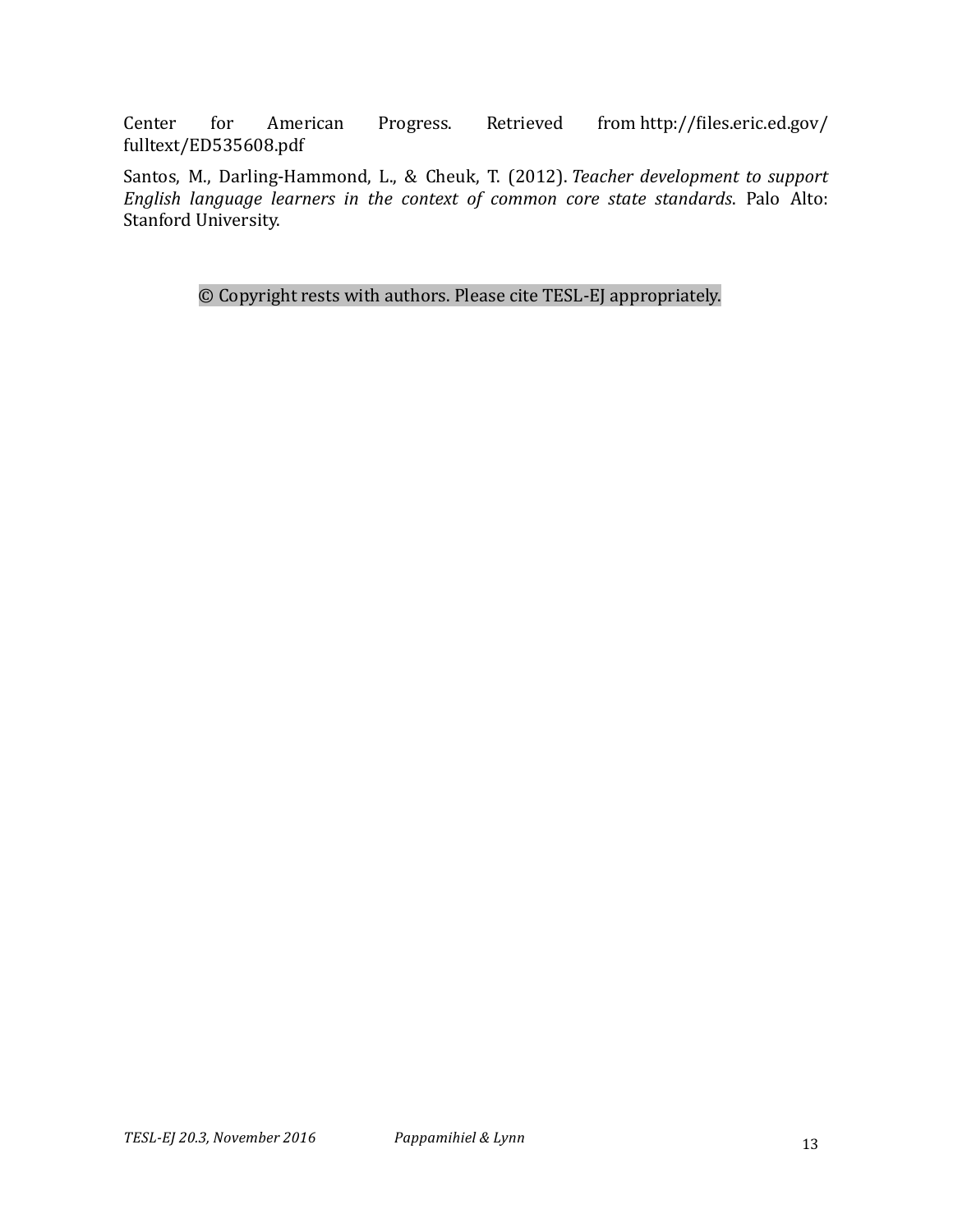Center for American Progress. Retrieved from http://files.eric.ed.gov/fulltext/ED535608.pdf

Santos, M., Darling-Hammond, L., & Cheuk, T. (2012). *Teacher development to support English language learners in the context of common core state standards*. Palo Alto: Stanford University.

© Copyright rests with authors. Please cite TESL-EJ appropriately.